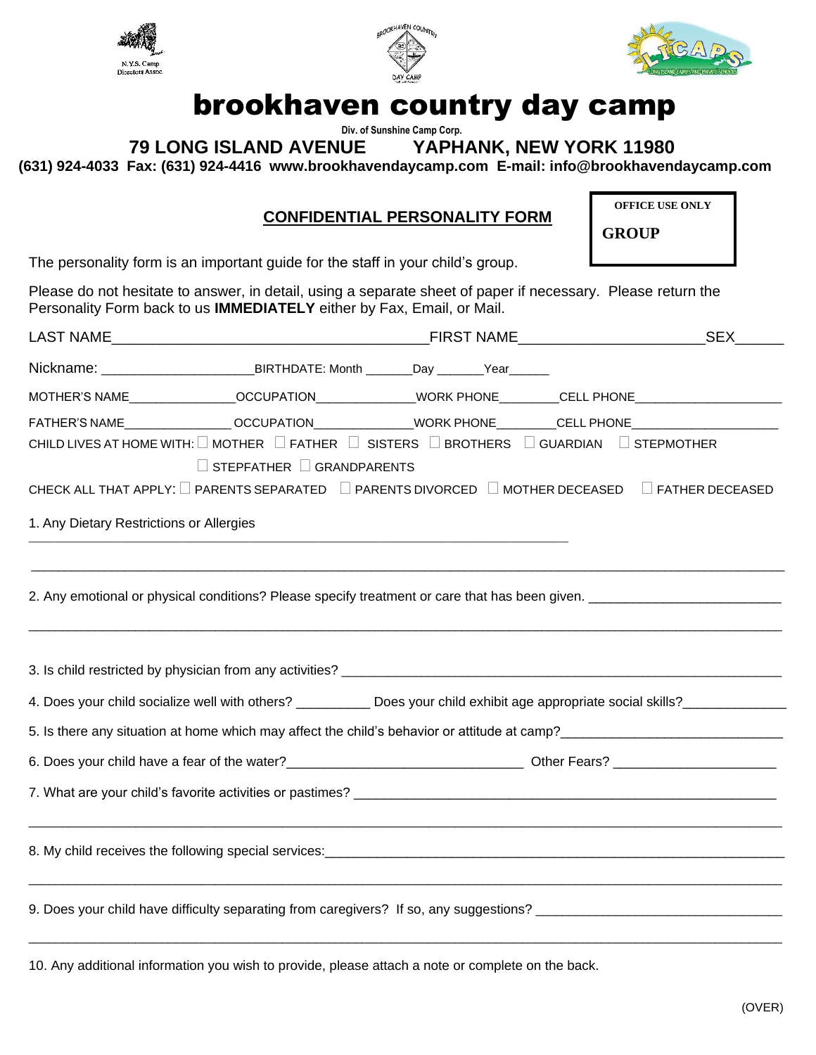N.Y.S. Camp Directors Assoc.

# brookhaven country day camp

Div. of Sunshine Camp Corp.

**79 LONG ISLAND AVENUE YAPHANK, NEW YORK 11980**

**(631) 924-4033 Fax: (631) 924-4416 www.brookhavendaycamp.com E-mail: info@brookhavendaycamp.com**

## CONFIDENTIAL PERSONALITY FORM

| OFFICE USE ONLY |
| --- |
| **GROUP** |

The personality form is an important guide for the staff in your child's group.

Please do not hesitate to answer, in detail, using a separate sheet of paper if necessary. Please return the Personality Form back to us **IMMEDIATELY** either by Fax, Email, or Mail.

LAST NAME________________________________________FIRST NAME________________________SEX______

Nickname: ____________________BIRTHDATE: Month _______Day _______Year______

MOTHER'S NAME_______________OCCUPATION______________WORK PHONE_________CELL PHONE_____________________

FATHER'S NAME_______________OCCUPATION______________WORK PHONE_________CELL PHONE_____________________

CHILD LIVES AT HOME WITH: ☐ MOTHER ☐ FATHER ☐ SISTERS ☐ BROTHERS ☐ GUARDIAN ☐ STEPMOTHER ☐ STEPFATHER ☐ GRANDPARENTS

CHECK ALL THAT APPLY: ☐ PARENTS SEPARATED ☐ PARENTS DIVORCED ☐ MOTHER DECEASED ☐ FATHER DECEASED

1. Any Dietary Restrictions or Allergies
_____________________________________________________________________________

_____________________________________________________________________________

2. Any emotional or physical conditions? Please specify treatment or care that has been given. __________________________

_____________________________________________________________________________

3. Is child restricted by physician from any activities? _______________________________________________________________

4. Does your child socialize well with others? __________ Does your child exhibit age appropriate social skills?______________

5. Is there any situation at home which may affect the child's behavior or attitude at camp?______________________________

6. Does your child have a fear of the water?________________________________ Other Fears? ______________________

7. What are your child's favorite activities or pastimes? __________________________________________________________

_____________________________________________________________________________

8. My child receives the following special services:_______________________________________________________________

_____________________________________________________________________________

9. Does your child have difficulty separating from caregivers? If so, any suggestions? _________________________________

_____________________________________________________________________________

10. Any additional information you wish to provide, please attach a note or complete on the back.

(OVER)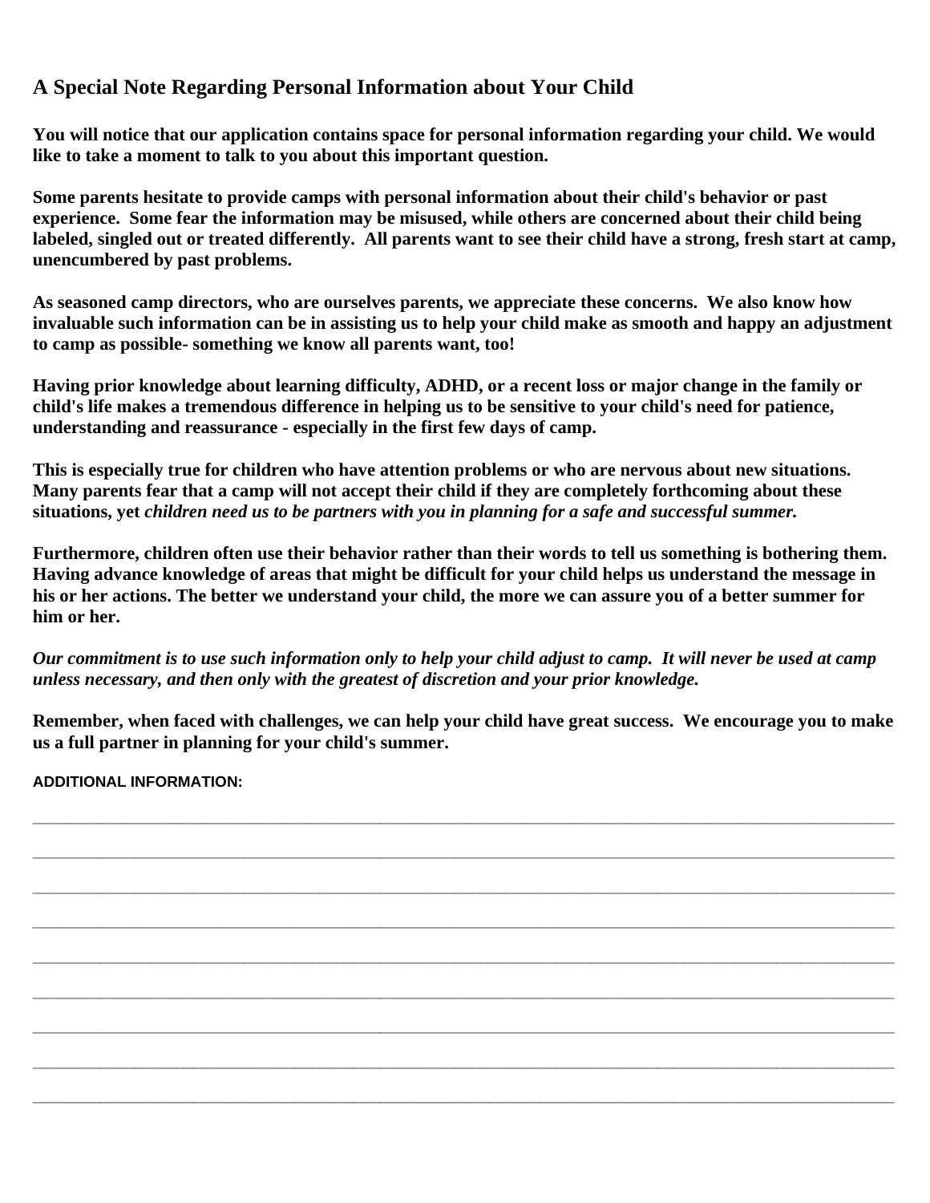## A Special Note Regarding Personal Information about Your Child

**You will notice that our application contains space for personal information regarding your child. We would like to take a moment to talk to you about this important question.**

**Some parents hesitate to provide camps with personal information about their child's behavior or past experience. Some fear the information may be misused, while others are concerned about their child being labeled, singled out or treated differently. All parents want to see their child have a strong, fresh start at camp, unencumbered by past problems.**

**As seasoned camp directors, who are ourselves parents, we appreciate these concerns. We also know how invaluable such information can be in assisting us to help your child make as smooth and happy an adjustment to camp as possible- something we know all parents want, too!**

**Having prior knowledge about learning difficulty, ADHD, or a recent loss or major change in the family or child's life makes a tremendous difference in helping us to be sensitive to your child's need for patience, understanding and reassurance - especially in the first few days of camp.**

**This is especially true for children who have attention problems or who are nervous about new situations. Many parents fear that a camp will not accept their child if they are completely forthcoming about these situations, yet *children need us to be partners with you in planning for a safe and successful summer.***

**Furthermore, children often use their behavior rather than their words to tell us something is bothering them. Having advance knowledge of areas that might be difficult for your child helps us understand the message in his or her actions. The better we understand your child, the more we can assure you of a better summer for him or her.**

***Our commitment is to use such information only to help your child adjust to camp. It will never be used at camp unless necessary, and then only with the greatest of discretion and your prior knowledge.***

**Remember, when faced with challenges, we can help your child have great success. We encourage you to make us a full partner in planning for your child's summer.**

**ADDITIONAL INFORMATION:**

______________________________________________________________________________

______________________________________________________________________________

______________________________________________________________________________

______________________________________________________________________________

______________________________________________________________________________

______________________________________________________________________________

______________________________________________________________________________

______________________________________________________________________________

______________________________________________________________________________